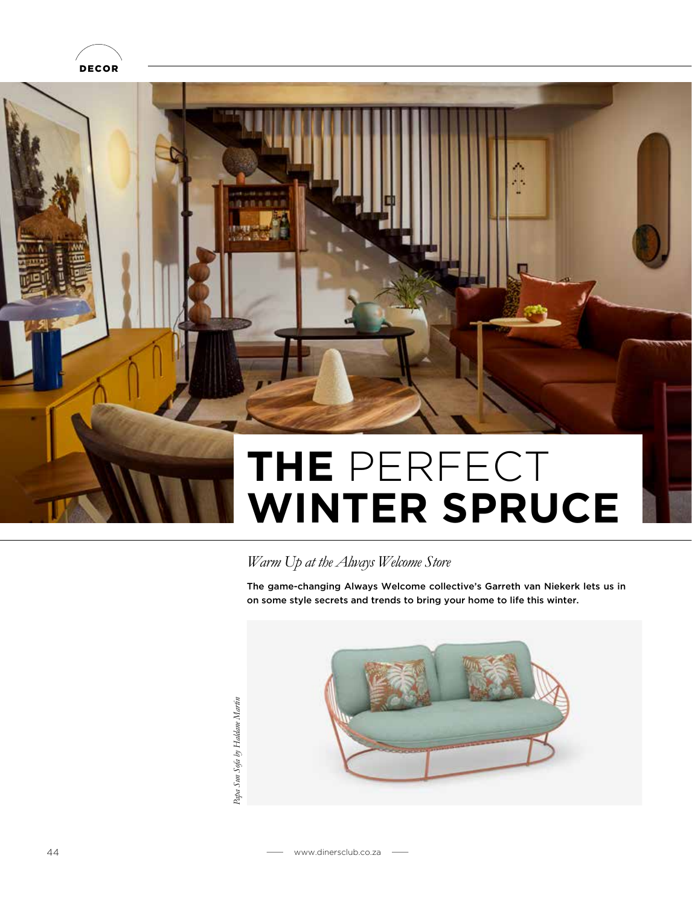# THE PERFECT WINTER SPRUCE

*Warm Up at the Always Welcome Store*

The game-changing Always Welcome collective's Garreth van Niekerk lets us in on some style secrets and trends to bring your home to life this winter.

*Papa Sun Sofa by Haldane Martin*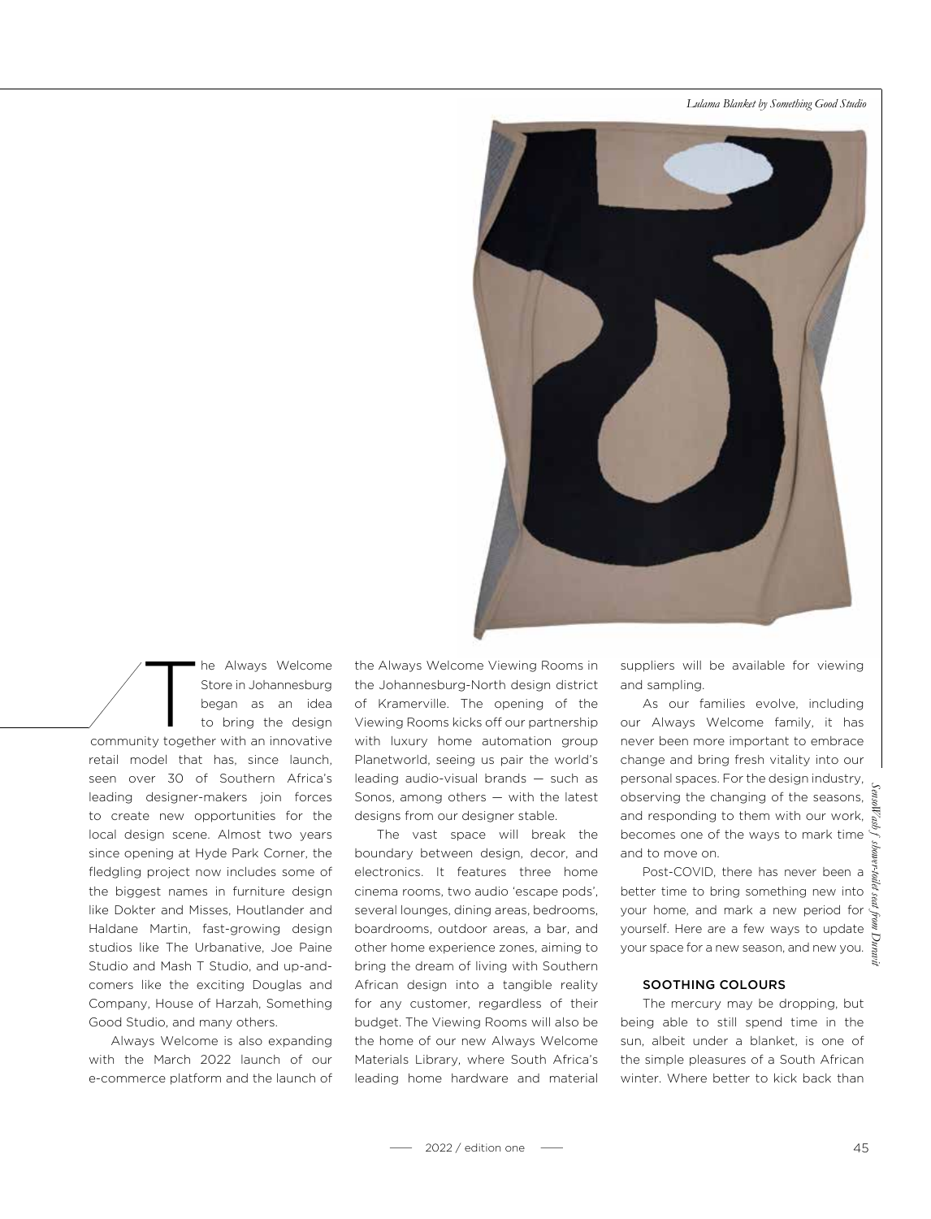*Lulama Blanket by Something Good Studio*

The Always Welcome Store in Johannesburg began as an idea to bring the design community together with an innovative retail model that has, since launch, seen over 30 of Southern Africa's leading designer-makers join forces to create new opportunities for the local design scene. Almost two years since opening at Hyde Park Corner, the fledgling project now includes some of the biggest names in furniture design like Dokter and Misses, Houtlander and Haldane Martin, fast-growing design studios like The Urbanative, Joe Paine Studio and Mash T Studio, and up-and-comers like the exciting Douglas and Company, House of Harzah, Something Good Studio, and many others.

Always Welcome is also expanding with the March 2022 launch of our e-commerce platform and the launch of the Always Welcome Viewing Rooms in the Johannesburg-North design district of Kramerville. The opening of the Viewing Rooms kicks off our partnership with luxury home automation group Planetworld, seeing us pair the world's leading audio-visual brands — such as Sonos, among others — with the latest designs from our designer stable.

The vast space will break the boundary between design, decor, and electronics. It features three home cinema rooms, two audio 'escape pods', several lounges, dining areas, bedrooms, boardrooms, outdoor areas, a bar, and other home experience zones, aiming to bring the dream of living with Southern African design into a tangible reality for any customer, regardless of their budget. The Viewing Rooms will also be the home of our new Always Welcome Materials Library, where South Africa's leading home hardware and material suppliers will be available for viewing and sampling.

As our families evolve, including our Always Welcome family, it has never been more important to embrace change and bring fresh vitality into our personal spaces. For the design industry, observing the changing of the seasons, and responding to them with our work, becomes one of the ways to mark time and to move on.

Post-COVID, there has never been a better time to bring something new into your home, and mark a new period for yourself. Here are a few ways to update your space for a new season, and new you.

*SensoWash ʃ shower-toilet seat from Duravit*

### SOOTHING COLOURS

The mercury may be dropping, but being able to still spend time in the sun, albeit under a blanket, is one of the simple pleasures of a South African winter. Where better to kick back than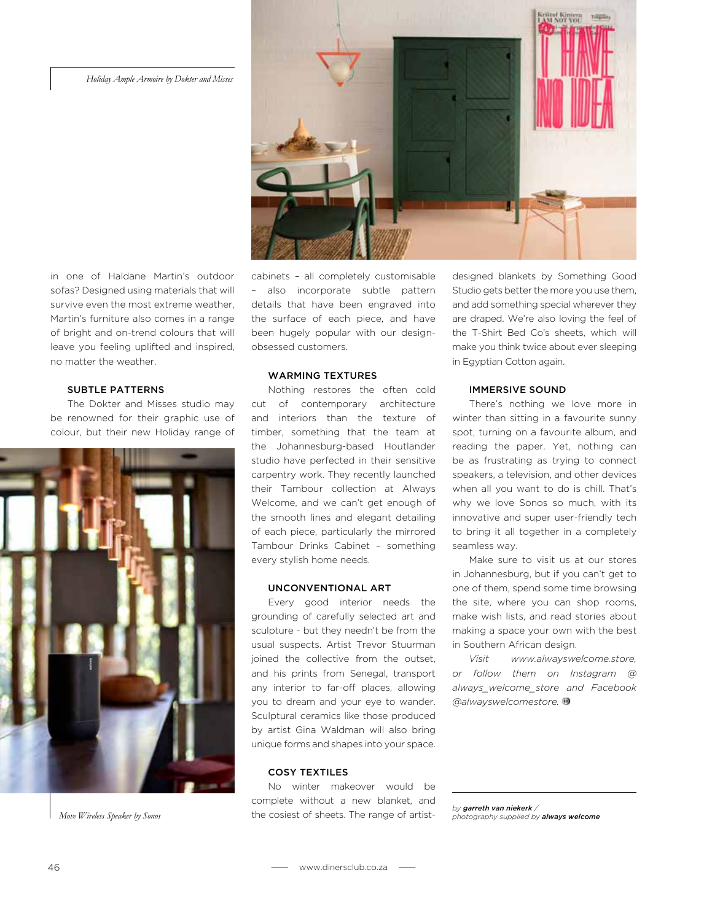*Holiday Ample Armoire by Dokter and Misses*

in one of Haldane Martin's outdoor sofas? Designed using materials that will survive even the most extreme weather, Martin's furniture also comes in a range of bright and on-trend colours that will leave you feeling uplifted and inspired, no matter the weather.

### SUBTLE PATTERNS

The Dokter and Misses studio may be renowned for their graphic use of colour, but their new Holiday range of cabinets – all completely customisable – also incorporate subtle pattern details that have been engraved into the surface of each piece, and have been hugely popular with our design-obsessed customers.

*Move Wireless Speaker by Sonos*

### WARMING TEXTURES

Nothing restores the often cold cut of contemporary architecture and interiors than the texture of timber, something that the team at the Johannesburg-based Houtlander studio have perfected in their sensitive carpentry work. They recently launched their Tambour collection at Always Welcome, and we can't get enough of the smooth lines and elegant detailing of each piece, particularly the mirrored Tambour Drinks Cabinet – something every stylish home needs.

### UNCONVENTIONAL ART

Every good interior needs the grounding of carefully selected art and sculpture - but they needn't be from the usual suspects. Artist Trevor Stuurman joined the collective from the outset, and his prints from Senegal, transport any interior to far-off places, allowing you to dream and your eye to wander. Sculptural ceramics like those produced by artist Gina Waldman will also bring unique forms and shapes into your space.

### COSY TEXTILES

No winter makeover would be complete without a new blanket, and the cosiest of sheets. The range of artist-designed blankets by Something Good Studio gets better the more you use them, and add something special wherever they are draped. We're also loving the feel of the T-Shirt Bed Co's sheets, which will make you think twice about ever sleeping in Egyptian Cotton again.

### IMMERSIVE SOUND

There's nothing we love more in winter than sitting in a favourite sunny spot, turning on a favourite album, and reading the paper. Yet, nothing can be as frustrating as trying to connect speakers, a television, and other devices when all you want to do is chill. That's why we love Sonos so much, with its innovative and super user-friendly tech to bring it all together in a completely seamless way.

Make sure to visit us at our stores in Johannesburg, but if you can't get to one of them, spend some time browsing the site, where you can shop rooms, make wish lists, and read stories about making a space your own with the best in Southern African design.

*Visit www.alwayswelcome.store, or follow them on Instagram @ always_welcome_store and Facebook @alwayswelcomestore.*

*by* ***garreth van niekerk*** */*
*photography supplied by* ***always welcome***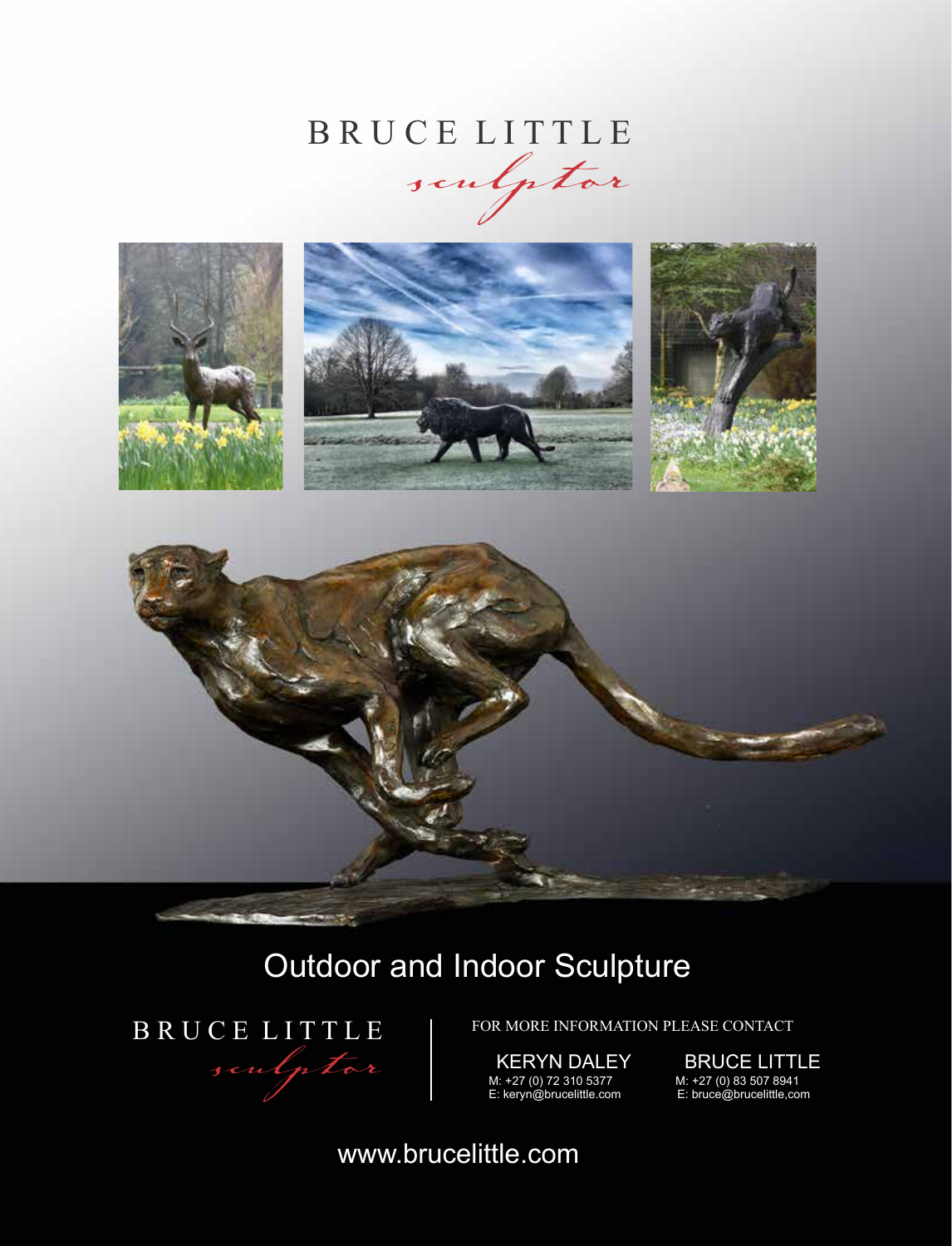BRUCE LITTLE

*sculptor*

## Outdoor and Indoor Sculpture

BRUCE LITTLE

*sculptor*

FOR MORE INFORMATION PLEASE CONTACT

KERYN DALEY
M: +27 (0) 72 310 5377
E: keryn@brucelittle.com

BRUCE LITTLE
M: +27 (0) 83 507 8941
E: bruce@brucelittle,com

www.brucelittle.com